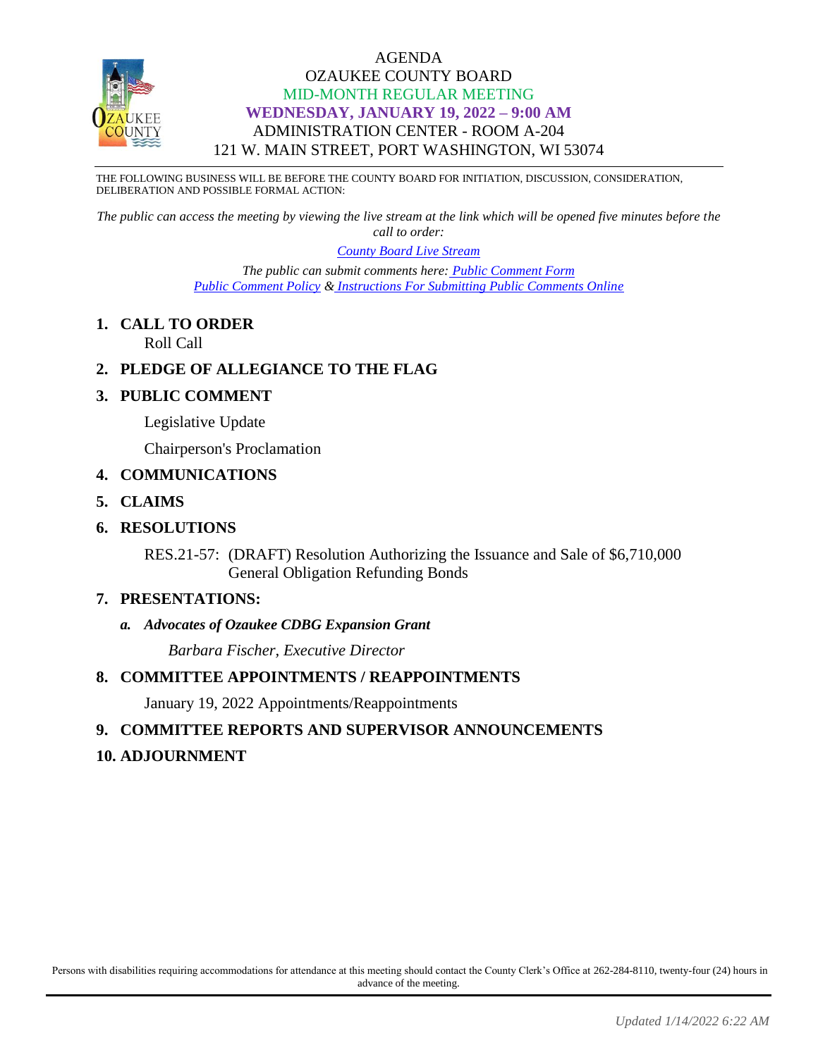# AGENDA
## OZAUKEE COUNTY BOARD
### MID-MONTH REGULAR MEETING
### WEDNESDAY, JANUARY 19, 2022 – 9:00 AM
ADMINISTRATION CENTER - ROOM A-204
121 W. MAIN STREET, PORT WASHINGTON, WI 53074

THE FOLLOWING BUSINESS WILL BE BEFORE THE COUNTY BOARD FOR INITIATION, DISCUSSION, CONSIDERATION, DELIBERATION AND POSSIBLE FORMAL ACTION:

*The public can access the meeting by viewing the live stream at the link which will be opened five minutes before the call to order:*

*County Board Live Stream*

*The public can submit comments here: Public Comment Form*
*Public Comment Policy & Instructions For Submitting Public Comments Online*

**1. CALL TO ORDER**
Roll Call

**2. PLEDGE OF ALLEGIANCE TO THE FLAG**

**3. PUBLIC COMMENT**

Legislative Update

Chairperson's Proclamation

**4. COMMUNICATIONS**

**5. CLAIMS**

**6. RESOLUTIONS**

RES.21-57: (DRAFT) Resolution Authorizing the Issuance and Sale of $6,710,000 General Obligation Refunding Bonds

**7. PRESENTATIONS:**

***a. Advocates of Ozaukee CDBG Expansion Grant***

*Barbara Fischer, Executive Director*

**8. COMMITTEE APPOINTMENTS / REAPPOINTMENTS**

January 19, 2022 Appointments/Reappointments

**9. COMMITTEE REPORTS AND SUPERVISOR ANNOUNCEMENTS**

**10. ADJOURNMENT**

Persons with disabilities requiring accommodations for attendance at this meeting should contact the County Clerk's Office at 262-284-8110, twenty-four (24) hours in advance of the meeting.

*Updated 1/14/2022 6:22 AM*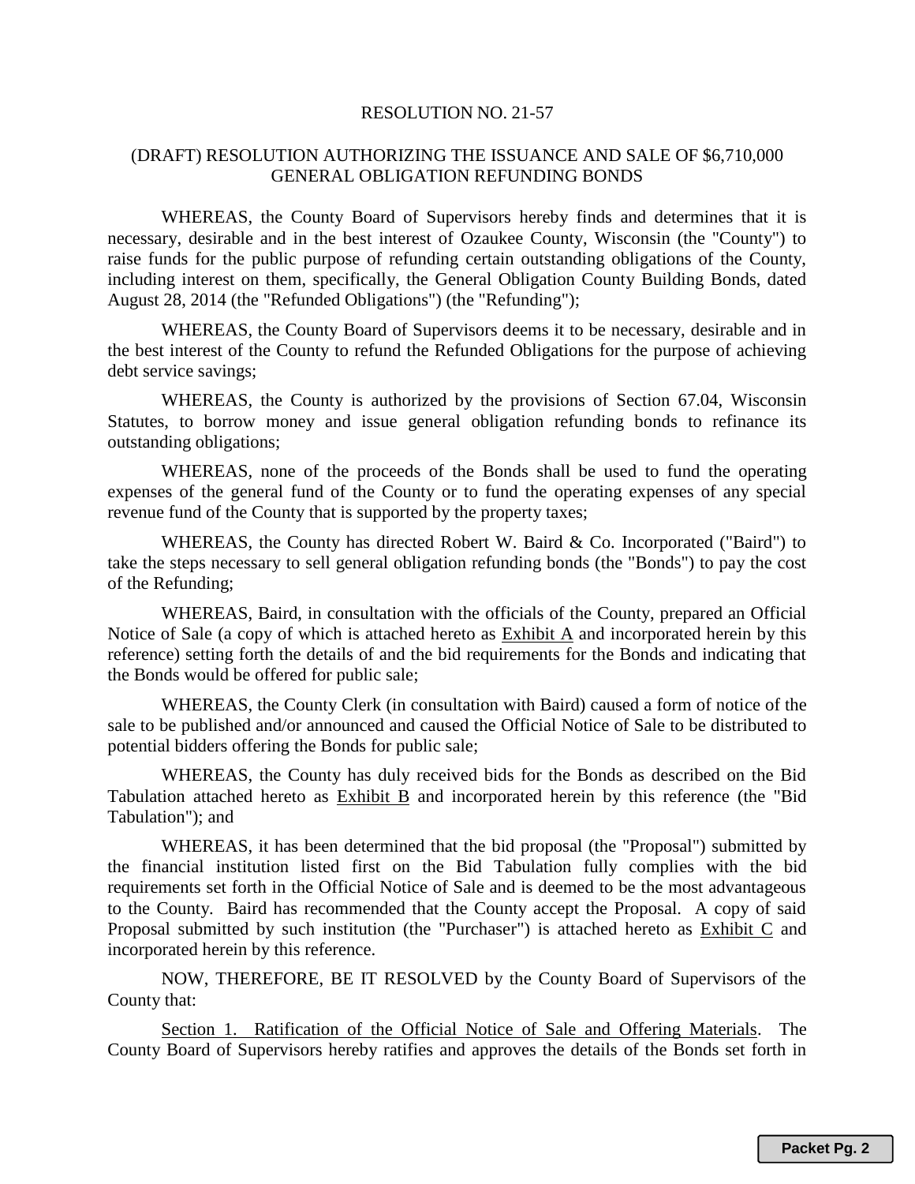RESOLUTION NO. 21-57

(DRAFT) RESOLUTION AUTHORIZING THE ISSUANCE AND SALE OF $6,710,000 GENERAL OBLIGATION REFUNDING BONDS

WHEREAS, the County Board of Supervisors hereby finds and determines that it is necessary, desirable and in the best interest of Ozaukee County, Wisconsin (the "County") to raise funds for the public purpose of refunding certain outstanding obligations of the County, including interest on them, specifically, the General Obligation County Building Bonds, dated August 28, 2014 (the "Refunded Obligations") (the "Refunding");

WHEREAS, the County Board of Supervisors deems it to be necessary, desirable and in the best interest of the County to refund the Refunded Obligations for the purpose of achieving debt service savings;

WHEREAS, the County is authorized by the provisions of Section 67.04, Wisconsin Statutes, to borrow money and issue general obligation refunding bonds to refinance its outstanding obligations;

WHEREAS, none of the proceeds of the Bonds shall be used to fund the operating expenses of the general fund of the County or to fund the operating expenses of any special revenue fund of the County that is supported by the property taxes;

WHEREAS, the County has directed Robert W. Baird & Co. Incorporated ("Baird") to take the steps necessary to sell general obligation refunding bonds (the "Bonds") to pay the cost of the Refunding;

WHEREAS, Baird, in consultation with the officials of the County, prepared an Official Notice of Sale (a copy of which is attached hereto as Exhibit A and incorporated herein by this reference) setting forth the details of and the bid requirements for the Bonds and indicating that the Bonds would be offered for public sale;

WHEREAS, the County Clerk (in consultation with Baird) caused a form of notice of the sale to be published and/or announced and caused the Official Notice of Sale to be distributed to potential bidders offering the Bonds for public sale;

WHEREAS, the County has duly received bids for the Bonds as described on the Bid Tabulation attached hereto as Exhibit B and incorporated herein by this reference (the "Bid Tabulation"); and

WHEREAS, it has been determined that the bid proposal (the "Proposal") submitted by the financial institution listed first on the Bid Tabulation fully complies with the bid requirements set forth in the Official Notice of Sale and is deemed to be the most advantageous to the County. Baird has recommended that the County accept the Proposal. A copy of said Proposal submitted by such institution (the "Purchaser") is attached hereto as Exhibit C and incorporated herein by this reference.

NOW, THEREFORE, BE IT RESOLVED by the County Board of Supervisors of the County that:

Section 1. Ratification of the Official Notice of Sale and Offering Materials. The County Board of Supervisors hereby ratifies and approves the details of the Bonds set forth in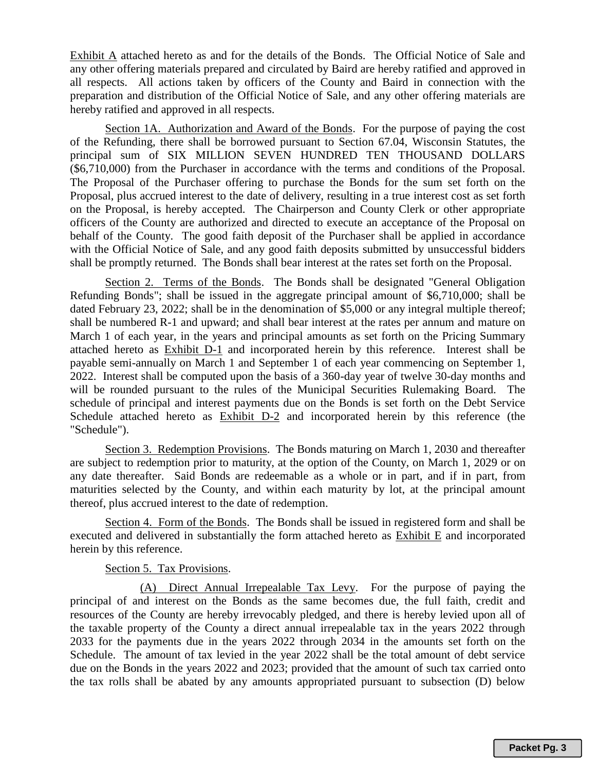Exhibit A attached hereto as and for the details of the Bonds. The Official Notice of Sale and any other offering materials prepared and circulated by Baird are hereby ratified and approved in all respects. All actions taken by officers of the County and Baird in connection with the preparation and distribution of the Official Notice of Sale, and any other offering materials are hereby ratified and approved in all respects.

Section 1A. Authorization and Award of the Bonds. For the purpose of paying the cost of the Refunding, there shall be borrowed pursuant to Section 67.04, Wisconsin Statutes, the principal sum of SIX MILLION SEVEN HUNDRED TEN THOUSAND DOLLARS ($6,710,000) from the Purchaser in accordance with the terms and conditions of the Proposal. The Proposal of the Purchaser offering to purchase the Bonds for the sum set forth on the Proposal, plus accrued interest to the date of delivery, resulting in a true interest cost as set forth on the Proposal, is hereby accepted. The Chairperson and County Clerk or other appropriate officers of the County are authorized and directed to execute an acceptance of the Proposal on behalf of the County. The good faith deposit of the Purchaser shall be applied in accordance with the Official Notice of Sale, and any good faith deposits submitted by unsuccessful bidders shall be promptly returned. The Bonds shall bear interest at the rates set forth on the Proposal.

Section 2. Terms of the Bonds. The Bonds shall be designated "General Obligation Refunding Bonds"; shall be issued in the aggregate principal amount of $6,710,000; shall be dated February 23, 2022; shall be in the denomination of $5,000 or any integral multiple thereof; shall be numbered R-1 and upward; and shall bear interest at the rates per annum and mature on March 1 of each year, in the years and principal amounts as set forth on the Pricing Summary attached hereto as Exhibit D-1 and incorporated herein by this reference. Interest shall be payable semi-annually on March 1 and September 1 of each year commencing on September 1, 2022. Interest shall be computed upon the basis of a 360-day year of twelve 30-day months and will be rounded pursuant to the rules of the Municipal Securities Rulemaking Board. The schedule of principal and interest payments due on the Bonds is set forth on the Debt Service Schedule attached hereto as Exhibit D-2 and incorporated herein by this reference (the "Schedule").

Section 3. Redemption Provisions. The Bonds maturing on March 1, 2030 and thereafter are subject to redemption prior to maturity, at the option of the County, on March 1, 2029 or on any date thereafter. Said Bonds are redeemable as a whole or in part, and if in part, from maturities selected by the County, and within each maturity by lot, at the principal amount thereof, plus accrued interest to the date of redemption.

Section 4. Form of the Bonds. The Bonds shall be issued in registered form and shall be executed and delivered in substantially the form attached hereto as Exhibit E and incorporated herein by this reference.

Section 5. Tax Provisions.

(A) Direct Annual Irrepealable Tax Levy. For the purpose of paying the principal of and interest on the Bonds as the same becomes due, the full faith, credit and resources of the County are hereby irrevocably pledged, and there is hereby levied upon all of the taxable property of the County a direct annual irrepealable tax in the years 2022 through 2033 for the payments due in the years 2022 through 2034 in the amounts set forth on the Schedule. The amount of tax levied in the year 2022 shall be the total amount of debt service due on the Bonds in the years 2022 and 2023; provided that the amount of such tax carried onto the tax rolls shall be abated by any amounts appropriated pursuant to subsection (D) below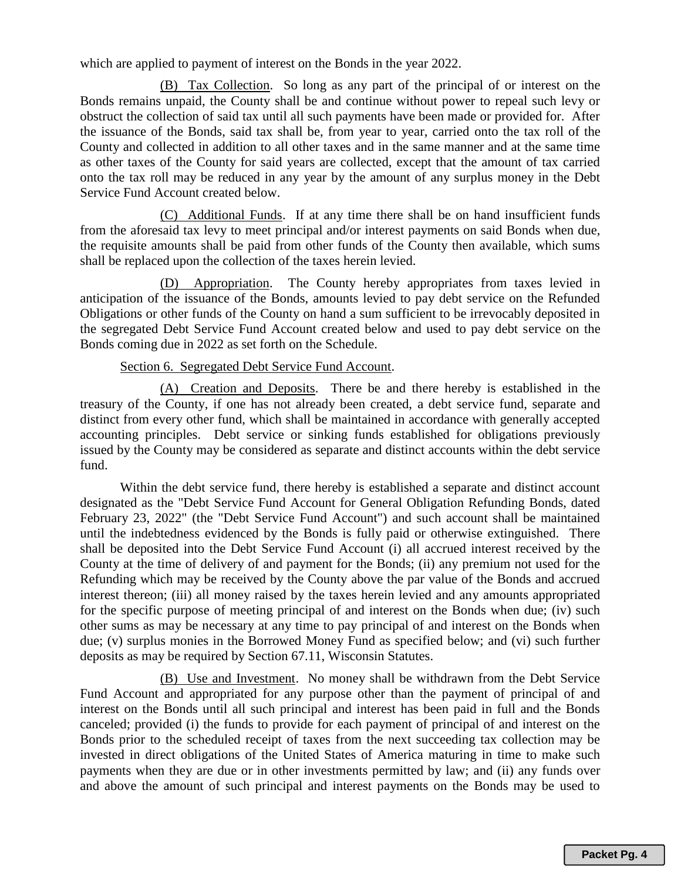which are applied to payment of interest on the Bonds in the year 2022.

(B) Tax Collection. So long as any part of the principal of or interest on the Bonds remains unpaid, the County shall be and continue without power to repeal such levy or obstruct the collection of said tax until all such payments have been made or provided for. After the issuance of the Bonds, said tax shall be, from year to year, carried onto the tax roll of the County and collected in addition to all other taxes and in the same manner and at the same time as other taxes of the County for said years are collected, except that the amount of tax carried onto the tax roll may be reduced in any year by the amount of any surplus money in the Debt Service Fund Account created below.

(C) Additional Funds. If at any time there shall be on hand insufficient funds from the aforesaid tax levy to meet principal and/or interest payments on said Bonds when due, the requisite amounts shall be paid from other funds of the County then available, which sums shall be replaced upon the collection of the taxes herein levied.

(D) Appropriation. The County hereby appropriates from taxes levied in anticipation of the issuance of the Bonds, amounts levied to pay debt service on the Refunded Obligations or other funds of the County on hand a sum sufficient to be irrevocably deposited in the segregated Debt Service Fund Account created below and used to pay debt service on the Bonds coming due in 2022 as set forth on the Schedule.

Section 6. Segregated Debt Service Fund Account.

(A) Creation and Deposits. There be and there hereby is established in the treasury of the County, if one has not already been created, a debt service fund, separate and distinct from every other fund, which shall be maintained in accordance with generally accepted accounting principles. Debt service or sinking funds established for obligations previously issued by the County may be considered as separate and distinct accounts within the debt service fund.

Within the debt service fund, there hereby is established a separate and distinct account designated as the "Debt Service Fund Account for General Obligation Refunding Bonds, dated February 23, 2022" (the "Debt Service Fund Account") and such account shall be maintained until the indebtedness evidenced by the Bonds is fully paid or otherwise extinguished. There shall be deposited into the Debt Service Fund Account (i) all accrued interest received by the County at the time of delivery of and payment for the Bonds; (ii) any premium not used for the Refunding which may be received by the County above the par value of the Bonds and accrued interest thereon; (iii) all money raised by the taxes herein levied and any amounts appropriated for the specific purpose of meeting principal of and interest on the Bonds when due; (iv) such other sums as may be necessary at any time to pay principal of and interest on the Bonds when due; (v) surplus monies in the Borrowed Money Fund as specified below; and (vi) such further deposits as may be required by Section 67.11, Wisconsin Statutes.

(B) Use and Investment. No money shall be withdrawn from the Debt Service Fund Account and appropriated for any purpose other than the payment of principal of and interest on the Bonds until all such principal and interest has been paid in full and the Bonds canceled; provided (i) the funds to provide for each payment of principal of and interest on the Bonds prior to the scheduled receipt of taxes from the next succeeding tax collection may be invested in direct obligations of the United States of America maturing in time to make such payments when they are due or in other investments permitted by law; and (ii) any funds over and above the amount of such principal and interest payments on the Bonds may be used to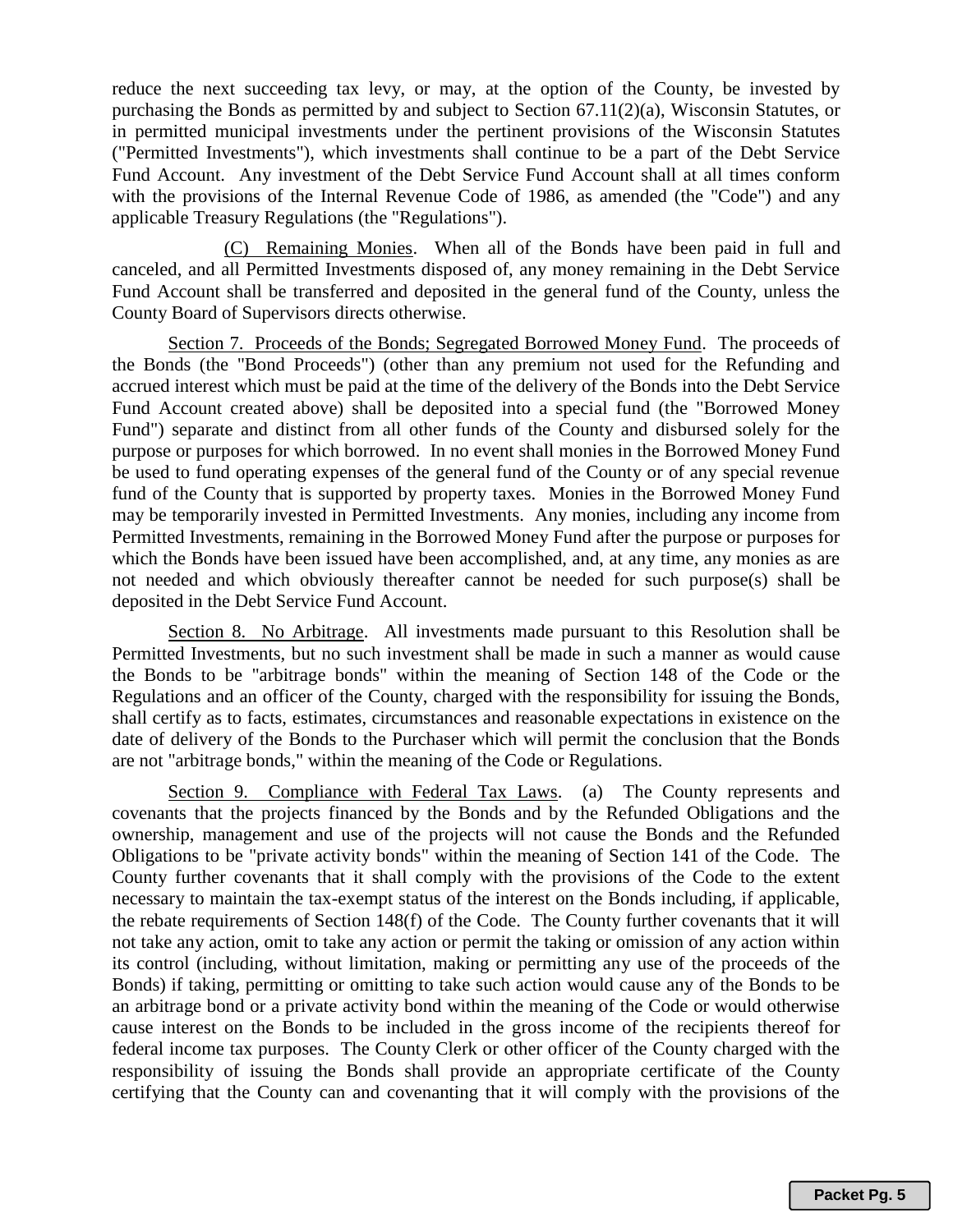reduce the next succeeding tax levy, or may, at the option of the County, be invested by purchasing the Bonds as permitted by and subject to Section 67.11(2)(a), Wisconsin Statutes, or in permitted municipal investments under the pertinent provisions of the Wisconsin Statutes ("Permitted Investments"), which investments shall continue to be a part of the Debt Service Fund Account. Any investment of the Debt Service Fund Account shall at all times conform with the provisions of the Internal Revenue Code of 1986, as amended (the "Code") and any applicable Treasury Regulations (the "Regulations").

(C) Remaining Monies. When all of the Bonds have been paid in full and canceled, and all Permitted Investments disposed of, any money remaining in the Debt Service Fund Account shall be transferred and deposited in the general fund of the County, unless the County Board of Supervisors directs otherwise.

Section 7. Proceeds of the Bonds; Segregated Borrowed Money Fund. The proceeds of the Bonds (the "Bond Proceeds") (other than any premium not used for the Refunding and accrued interest which must be paid at the time of the delivery of the Bonds into the Debt Service Fund Account created above) shall be deposited into a special fund (the "Borrowed Money Fund") separate and distinct from all other funds of the County and disbursed solely for the purpose or purposes for which borrowed. In no event shall monies in the Borrowed Money Fund be used to fund operating expenses of the general fund of the County or of any special revenue fund of the County that is supported by property taxes. Monies in the Borrowed Money Fund may be temporarily invested in Permitted Investments. Any monies, including any income from Permitted Investments, remaining in the Borrowed Money Fund after the purpose or purposes for which the Bonds have been issued have been accomplished, and, at any time, any monies as are not needed and which obviously thereafter cannot be needed for such purpose(s) shall be deposited in the Debt Service Fund Account.

Section 8. No Arbitrage. All investments made pursuant to this Resolution shall be Permitted Investments, but no such investment shall be made in such a manner as would cause the Bonds to be "arbitrage bonds" within the meaning of Section 148 of the Code or the Regulations and an officer of the County, charged with the responsibility for issuing the Bonds, shall certify as to facts, estimates, circumstances and reasonable expectations in existence on the date of delivery of the Bonds to the Purchaser which will permit the conclusion that the Bonds are not "arbitrage bonds," within the meaning of the Code or Regulations.

Section 9. Compliance with Federal Tax Laws. (a) The County represents and covenants that the projects financed by the Bonds and by the Refunded Obligations and the ownership, management and use of the projects will not cause the Bonds and the Refunded Obligations to be "private activity bonds" within the meaning of Section 141 of the Code. The County further covenants that it shall comply with the provisions of the Code to the extent necessary to maintain the tax-exempt status of the interest on the Bonds including, if applicable, the rebate requirements of Section 148(f) of the Code. The County further covenants that it will not take any action, omit to take any action or permit the taking or omission of any action within its control (including, without limitation, making or permitting any use of the proceeds of the Bonds) if taking, permitting or omitting to take such action would cause any of the Bonds to be an arbitrage bond or a private activity bond within the meaning of the Code or would otherwise cause interest on the Bonds to be included in the gross income of the recipients thereof for federal income tax purposes. The County Clerk or other officer of the County charged with the responsibility of issuing the Bonds shall provide an appropriate certificate of the County certifying that the County can and covenanting that it will comply with the provisions of the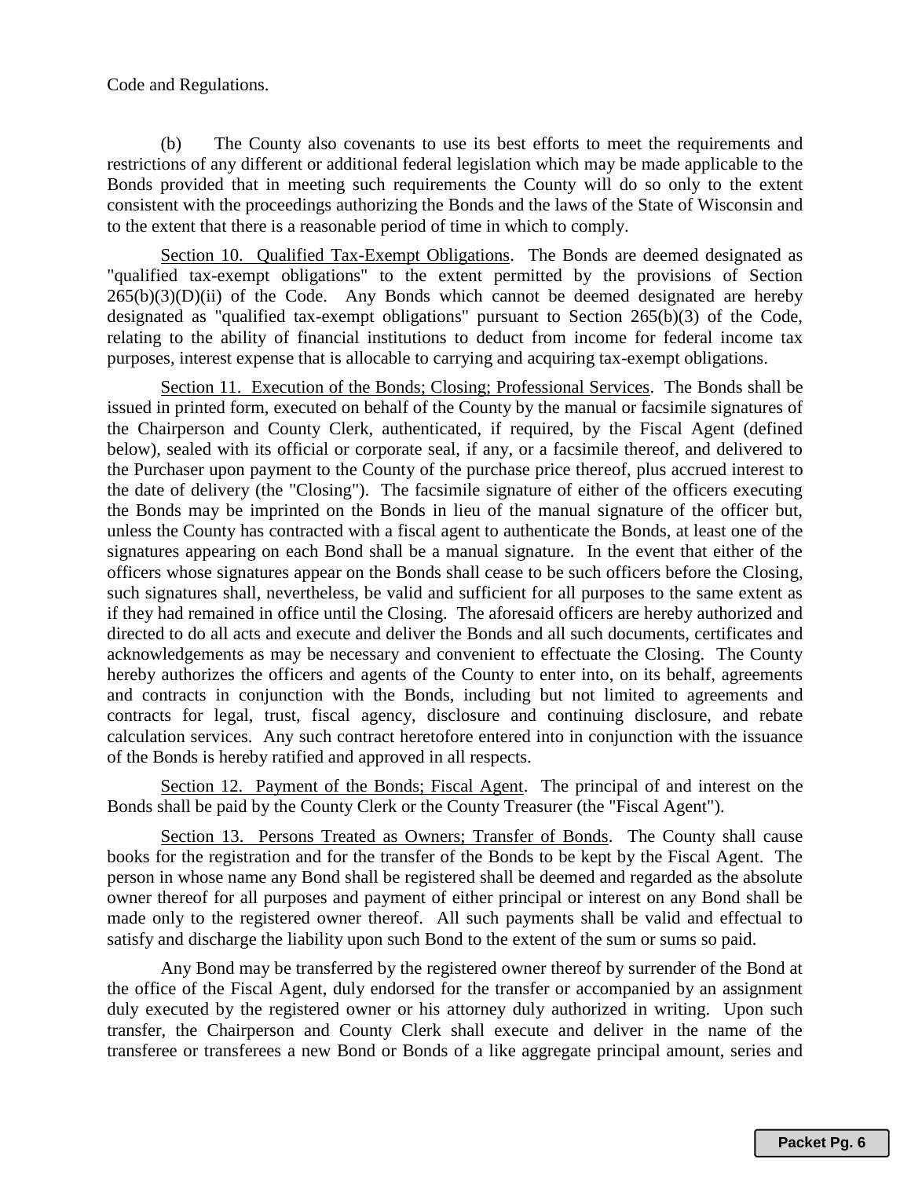Code and Regulations.

(b) The County also covenants to use its best efforts to meet the requirements and restrictions of any different or additional federal legislation which may be made applicable to the Bonds provided that in meeting such requirements the County will do so only to the extent consistent with the proceedings authorizing the Bonds and the laws of the State of Wisconsin and to the extent that there is a reasonable period of time in which to comply.

Section 10. Qualified Tax-Exempt Obligations. The Bonds are deemed designated as "qualified tax-exempt obligations" to the extent permitted by the provisions of Section 265(b)(3)(D)(ii) of the Code. Any Bonds which cannot be deemed designated are hereby designated as "qualified tax-exempt obligations" pursuant to Section 265(b)(3) of the Code, relating to the ability of financial institutions to deduct from income for federal income tax purposes, interest expense that is allocable to carrying and acquiring tax-exempt obligations.

Section 11. Execution of the Bonds; Closing; Professional Services. The Bonds shall be issued in printed form, executed on behalf of the County by the manual or facsimile signatures of the Chairperson and County Clerk, authenticated, if required, by the Fiscal Agent (defined below), sealed with its official or corporate seal, if any, or a facsimile thereof, and delivered to the Purchaser upon payment to the County of the purchase price thereof, plus accrued interest to the date of delivery (the "Closing"). The facsimile signature of either of the officers executing the Bonds may be imprinted on the Bonds in lieu of the manual signature of the officer but, unless the County has contracted with a fiscal agent to authenticate the Bonds, at least one of the signatures appearing on each Bond shall be a manual signature. In the event that either of the officers whose signatures appear on the Bonds shall cease to be such officers before the Closing, such signatures shall, nevertheless, be valid and sufficient for all purposes to the same extent as if they had remained in office until the Closing. The aforesaid officers are hereby authorized and directed to do all acts and execute and deliver the Bonds and all such documents, certificates and acknowledgements as may be necessary and convenient to effectuate the Closing. The County hereby authorizes the officers and agents of the County to enter into, on its behalf, agreements and contracts in conjunction with the Bonds, including but not limited to agreements and contracts for legal, trust, fiscal agency, disclosure and continuing disclosure, and rebate calculation services. Any such contract heretofore entered into in conjunction with the issuance of the Bonds is hereby ratified and approved in all respects.

Section 12. Payment of the Bonds; Fiscal Agent. The principal of and interest on the Bonds shall be paid by the County Clerk or the County Treasurer (the "Fiscal Agent").

Section 13. Persons Treated as Owners; Transfer of Bonds. The County shall cause books for the registration and for the transfer of the Bonds to be kept by the Fiscal Agent. The person in whose name any Bond shall be registered shall be deemed and regarded as the absolute owner thereof for all purposes and payment of either principal or interest on any Bond shall be made only to the registered owner thereof. All such payments shall be valid and effectual to satisfy and discharge the liability upon such Bond to the extent of the sum or sums so paid.

Any Bond may be transferred by the registered owner thereof by surrender of the Bond at the office of the Fiscal Agent, duly endorsed for the transfer or accompanied by an assignment duly executed by the registered owner or his attorney duly authorized in writing. Upon such transfer, the Chairperson and County Clerk shall execute and deliver in the name of the transferee or transferees a new Bond or Bonds of a like aggregate principal amount, series and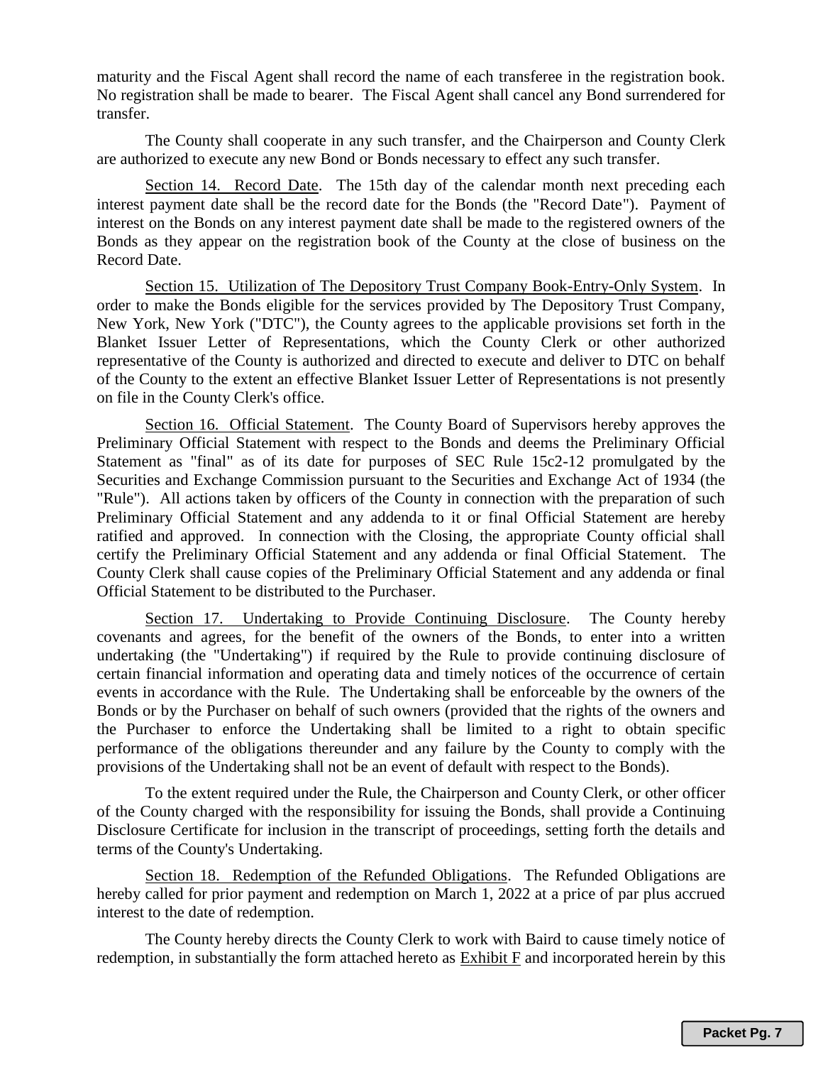maturity and the Fiscal Agent shall record the name of each transferee in the registration book. No registration shall be made to bearer. The Fiscal Agent shall cancel any Bond surrendered for transfer.

The County shall cooperate in any such transfer, and the Chairperson and County Clerk are authorized to execute any new Bond or Bonds necessary to effect any such transfer.

Section 14. Record Date. The 15th day of the calendar month next preceding each interest payment date shall be the record date for the Bonds (the "Record Date"). Payment of interest on the Bonds on any interest payment date shall be made to the registered owners of the Bonds as they appear on the registration book of the County at the close of business on the Record Date.

Section 15. Utilization of The Depository Trust Company Book-Entry-Only System. In order to make the Bonds eligible for the services provided by The Depository Trust Company, New York, New York ("DTC"), the County agrees to the applicable provisions set forth in the Blanket Issuer Letter of Representations, which the County Clerk or other authorized representative of the County is authorized and directed to execute and deliver to DTC on behalf of the County to the extent an effective Blanket Issuer Letter of Representations is not presently on file in the County Clerk's office.

Section 16. Official Statement. The County Board of Supervisors hereby approves the Preliminary Official Statement with respect to the Bonds and deems the Preliminary Official Statement as "final" as of its date for purposes of SEC Rule 15c2-12 promulgated by the Securities and Exchange Commission pursuant to the Securities and Exchange Act of 1934 (the "Rule"). All actions taken by officers of the County in connection with the preparation of such Preliminary Official Statement and any addenda to it or final Official Statement are hereby ratified and approved. In connection with the Closing, the appropriate County official shall certify the Preliminary Official Statement and any addenda or final Official Statement. The County Clerk shall cause copies of the Preliminary Official Statement and any addenda or final Official Statement to be distributed to the Purchaser.

Section 17. Undertaking to Provide Continuing Disclosure. The County hereby covenants and agrees, for the benefit of the owners of the Bonds, to enter into a written undertaking (the "Undertaking") if required by the Rule to provide continuing disclosure of certain financial information and operating data and timely notices of the occurrence of certain events in accordance with the Rule. The Undertaking shall be enforceable by the owners of the Bonds or by the Purchaser on behalf of such owners (provided that the rights of the owners and the Purchaser to enforce the Undertaking shall be limited to a right to obtain specific performance of the obligations thereunder and any failure by the County to comply with the provisions of the Undertaking shall not be an event of default with respect to the Bonds).

To the extent required under the Rule, the Chairperson and County Clerk, or other officer of the County charged with the responsibility for issuing the Bonds, shall provide a Continuing Disclosure Certificate for inclusion in the transcript of proceedings, setting forth the details and terms of the County's Undertaking.

Section 18. Redemption of the Refunded Obligations. The Refunded Obligations are hereby called for prior payment and redemption on March 1, 2022 at a price of par plus accrued interest to the date of redemption.

The County hereby directs the County Clerk to work with Baird to cause timely notice of redemption, in substantially the form attached hereto as Exhibit F and incorporated herein by this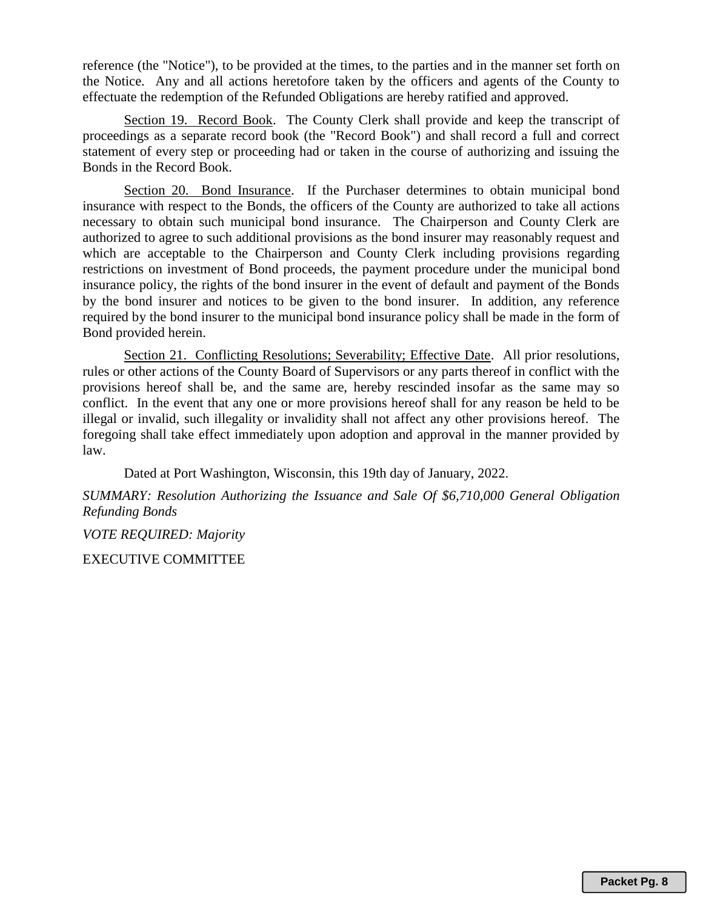reference (the "Notice"), to be provided at the times, to the parties and in the manner set forth on the Notice. Any and all actions heretofore taken by the officers and agents of the County to effectuate the redemption of the Refunded Obligations are hereby ratified and approved.

Section 19. Record Book. The County Clerk shall provide and keep the transcript of proceedings as a separate record book (the "Record Book") and shall record a full and correct statement of every step or proceeding had or taken in the course of authorizing and issuing the Bonds in the Record Book.

Section 20. Bond Insurance. If the Purchaser determines to obtain municipal bond insurance with respect to the Bonds, the officers of the County are authorized to take all actions necessary to obtain such municipal bond insurance. The Chairperson and County Clerk are authorized to agree to such additional provisions as the bond insurer may reasonably request and which are acceptable to the Chairperson and County Clerk including provisions regarding restrictions on investment of Bond proceeds, the payment procedure under the municipal bond insurance policy, the rights of the bond insurer in the event of default and payment of the Bonds by the bond insurer and notices to be given to the bond insurer. In addition, any reference required by the bond insurer to the municipal bond insurance policy shall be made in the form of Bond provided herein.

Section 21. Conflicting Resolutions; Severability; Effective Date. All prior resolutions, rules or other actions of the County Board of Supervisors or any parts thereof in conflict with the provisions hereof shall be, and the same are, hereby rescinded insofar as the same may so conflict. In the event that any one or more provisions hereof shall for any reason be held to be illegal or invalid, such illegality or invalidity shall not affect any other provisions hereof. The foregoing shall take effect immediately upon adoption and approval in the manner provided by law.

Dated at Port Washington, Wisconsin, this 19th day of January, 2022.

*SUMMARY: Resolution Authorizing the Issuance and Sale Of $6,710,000 General Obligation Refunding Bonds*

*VOTE REQUIRED: Majority*

EXECUTIVE COMMITTEE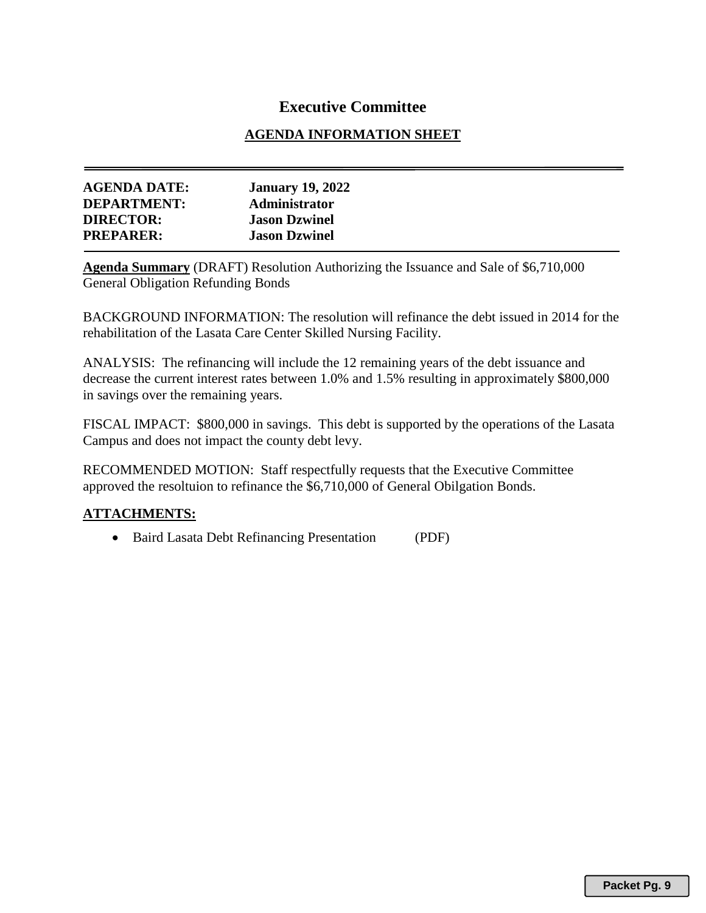# Executive Committee

## AGENDA INFORMATION SHEET

---

**AGENDA DATE:** **January 19, 2022**
**DEPARTMENT:** **Administrator**
**DIRECTOR:** **Jason Dzwinel**
**PREPARER:** **Jason Dzwinel**

---

**Agenda Summary** (DRAFT) Resolution Authorizing the Issuance and Sale of $6,710,000 General Obligation Refunding Bonds

BACKGROUND INFORMATION: The resolution will refinance the debt issued in 2014 for the rehabilitation of the Lasata Care Center Skilled Nursing Facility.

ANALYSIS: The refinancing will include the 12 remaining years of the debt issuance and decrease the current interest rates between 1.0% and 1.5% resulting in approximately $800,000 in savings over the remaining years.

FISCAL IMPACT: $800,000 in savings. This debt is supported by the operations of the Lasata Campus and does not impact the county debt levy.

RECOMMENDED MOTION: Staff respectfully requests that the Executive Committee approved the resoltuion to refinance the $6,710,000 of General Obilgation Bonds.

**ATTACHMENTS:**

- Baird Lasata Debt Refinancing Presentation (PDF)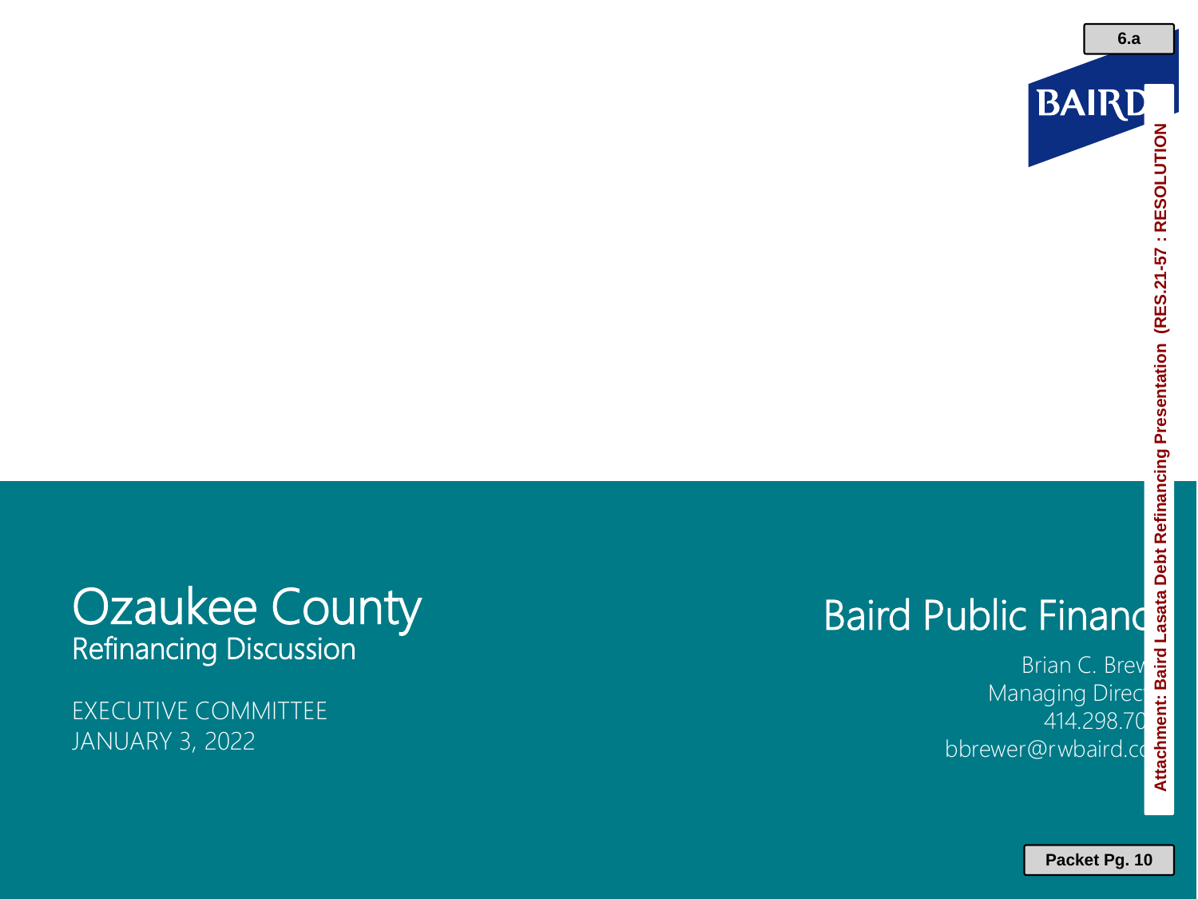# Ozaukee County

## Refinancing Discussion

EXECUTIVE COMMITTEE
JANUARY 3, 2022

## Baird Public Financ

Brian C. Brew
Managing Direc
414.298.70
bbrewer@rwbaird.c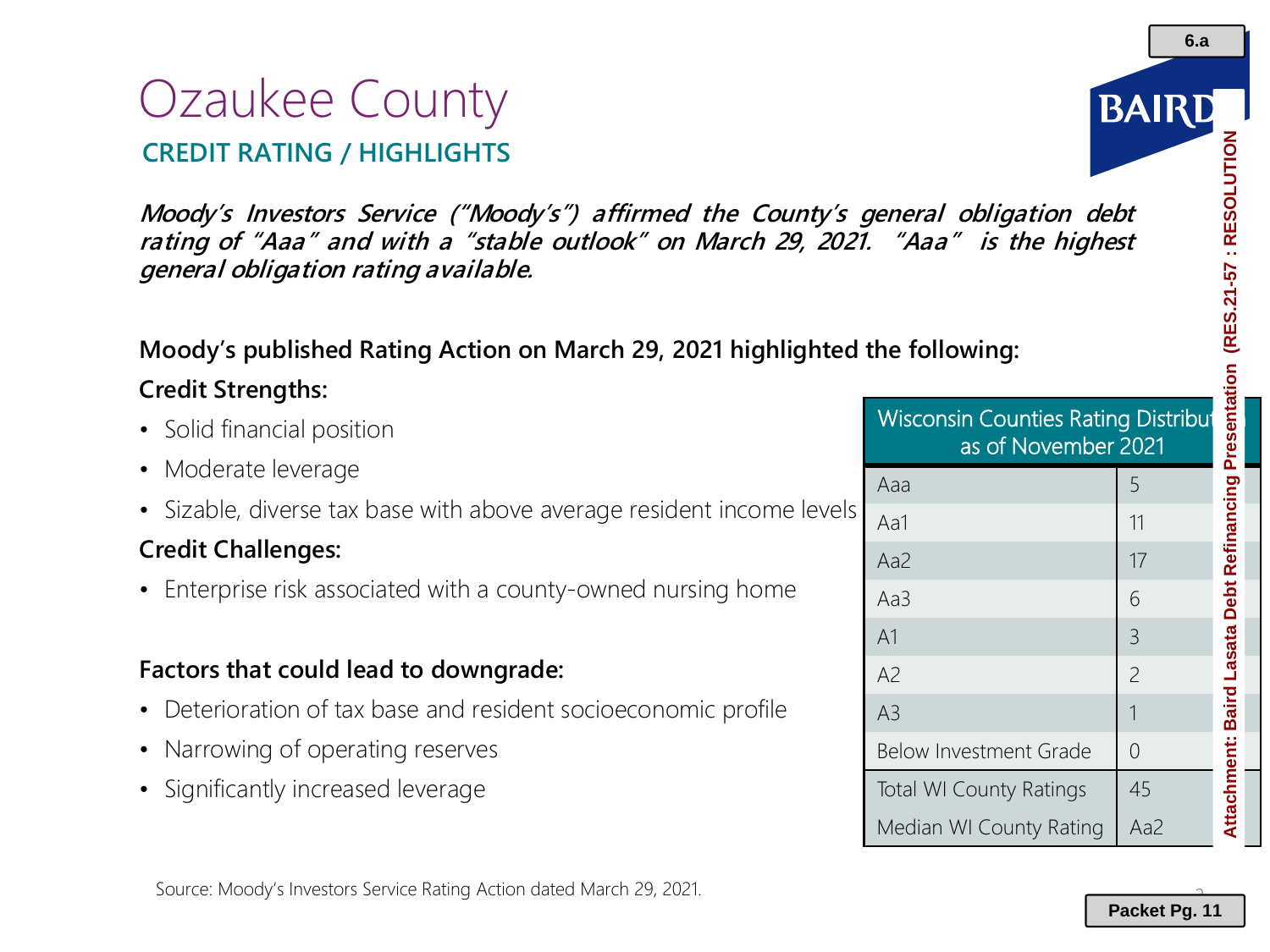# Ozaukee County

## CREDIT RATING / HIGHLIGHTS

***Moody's Investors Service ("Moody's") affirmed the County's general obligation debt rating of "Aaa" and with a "stable outlook" on March 29, 2021. "Aaa" is the highest general obligation rating available.***

**Moody's published Rating Action on March 29, 2021 highlighted the following:**

**Credit Strengths:**

- Solid financial position
- Moderate leverage
- Sizable, diverse tax base with above average resident income levels

**Credit Challenges:**

- Enterprise risk associated with a county-owned nursing home

**Factors that could lead to downgrade:**

- Deterioration of tax base and resident socioeconomic profile
- Narrowing of operating reserves
- Significantly increased leverage

| Wisconsin Counties Rating Distribution as of November 2021 | |
|---|---|
| Aaa | 5 |
| Aa1 | 11 |
| Aa2 | 17 |
| Aa3 | 6 |
| A1 | 3 |
| A2 | 2 |
| A3 | 1 |
| Below Investment Grade | 0 |
| Total WI County Ratings | 45 |
| Median WI County Rating | Aa2 |

Source: Moody's Investors Service Rating Action dated March 29, 2021.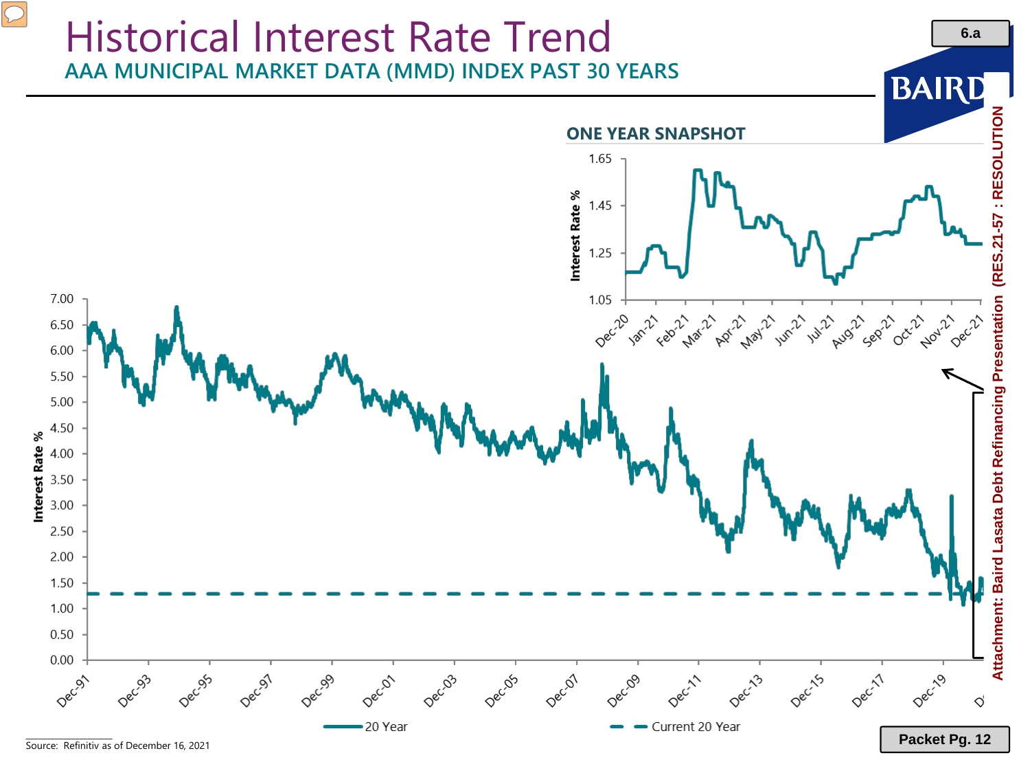# Historical Interest Rate Trend

## AAA MUNICIPAL MARKET DATA (MMD) INDEX PAST 30 YEARS

### ONE YEAR SNAPSHOT

Interest Rate %

1.65
1.45
1.25
1.05

Dec-20, Jan-21, Feb-21, Mar-21, Apr-21, May-21, Jun-21, Jul-21, Aug-21, Sep-21, Oct-21, Nov-21, Dec-21

Interest Rate %

7.00
6.50
6.00
5.50
5.00
4.50
4.00
3.50
3.00
2.50
2.00
1.50
1.00
0.50
0.00

Dec-91, Dec-93, Dec-95, Dec-97, Dec-99, Dec-01, Dec-03, Dec-05, Dec-07, Dec-09, Dec-11, Dec-13, Dec-15, Dec-17, Dec-19, Dec-21

20 Year — Current 20 Year

Source: Refinitiv as of December 16, 2021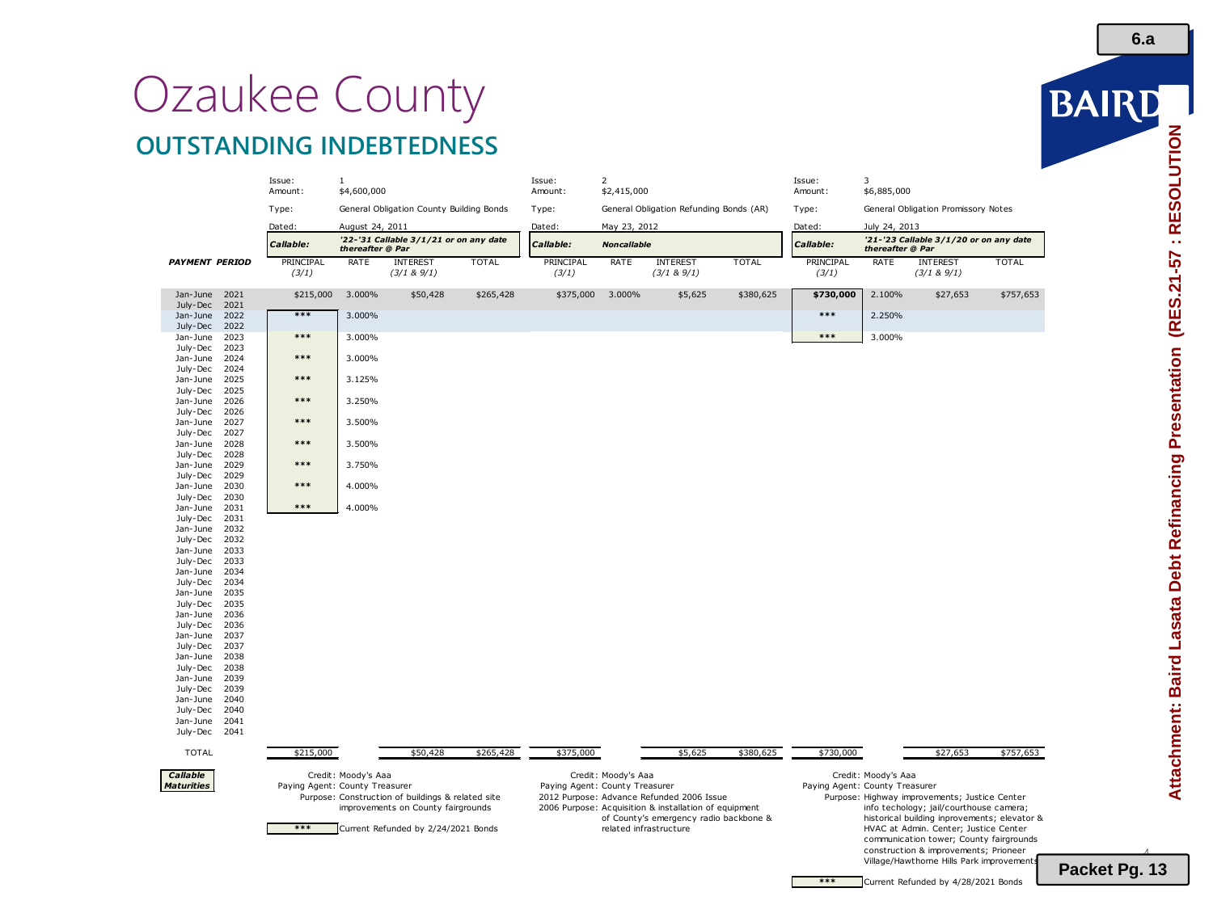# Ozaukee County

## OUTSTANDING INDEBTEDNESS

| | Issue: 1 | | | | Issue: 2 | | | | Issue: 3 | | | |
|---|---|---|---|---|---|---|---|---|---|---|---|---|
| | Amount: $4,600,000 | | | | Amount: $2,415,000 | | | | Amount: $6,885,000 | | | |
| | Type: General Obligation County Building Bonds | | | | Type: General Obligation Refunding Bonds (AR) | | | | Type: General Obligation Promissory Notes | | | |
| | Dated: August 24, 2011 | | | | Dated: May 23, 2012 | | | | Dated: July 24, 2013 | | | |
| | Callable: '22-'31 Callable 3/1/21 or on any date thereafter @ Par | | | | Callable: Noncallable | | | | Callable: '21-'23 Callable 3/1/20 or on any date thereafter @ Par | | | |
| **PAYMENT PERIOD** | PRINCIPAL (3/1) | RATE | INTEREST (3/1 & 9/1) | TOTAL | PRINCIPAL (3/1) | RATE | INTEREST (3/1 & 9/1) | TOTAL | PRINCIPAL (3/1) | RATE | INTEREST (3/1 & 9/1) | TOTAL |
| Jan-June 2021 | $215,000 | 3.000% | $50,428 | $265,428 | $375,000 | 3.000% | $5,625 | $380,625 | $730,000 | 2.100% | $27,653 | $757,653 |
| July-Dec 2021 | | | | | | | | | | | | |
| Jan-June 2022 | *** | 3.000% | | | | | | | *** | 2.250% | | |
| July-Dec 2022 | | | | | | | | | | | | |
| Jan-June 2023 | *** | 3.000% | | | | | | | *** | 3.000% | | |
| July-Dec 2023 | | | | | | | | | | | | |
| Jan-June 2024 | *** | 3.000% | | | | | | | | | | |
| July-Dec 2024 | | | | | | | | | | | | |
| Jan-June 2025 | *** | 3.125% | | | | | | | | | | |
| July-Dec 2025 | | | | | | | | | | | | |
| Jan-June 2026 | *** | 3.250% | | | | | | | | | | |
| July-Dec 2026 | | | | | | | | | | | | |
| Jan-June 2027 | *** | 3.500% | | | | | | | | | | |
| July-Dec 2027 | | | | | | | | | | | | |
| Jan-June 2028 | *** | 3.500% | | | | | | | | | | |
| July-Dec 2028 | | | | | | | | | | | | |
| Jan-June 2029 | *** | 3.750% | | | | | | | | | | |
| July-Dec 2029 | | | | | | | | | | | | |
| Jan-June 2030 | *** | 4.000% | | | | | | | | | | |
| July-Dec 2030 | | | | | | | | | | | | |
| Jan-June 2031 | *** | 4.000% | | | | | | | | | | |
| July-Dec 2031 | | | | | | | | | | | | |
| Jan-June 2032 | | | | | | | | | | | | |
| July-Dec 2032 | | | | | | | | | | | | |
| Jan-June 2033 | | | | | | | | | | | | |
| July-Dec 2033 | | | | | | | | | | | | |
| Jan-June 2034 | | | | | | | | | | | | |
| July-Dec 2034 | | | | | | | | | | | | |
| Jan-June 2035 | | | | | | | | | | | | |
| July-Dec 2035 | | | | | | | | | | | | |
| Jan-June 2036 | | | | | | | | | | | | |
| July-Dec 2036 | | | | | | | | | | | | |
| Jan-June 2037 | | | | | | | | | | | | |
| July-Dec 2037 | | | | | | | | | | | | |
| Jan-June 2038 | | | | | | | | | | | | |
| July-Dec 2038 | | | | | | | | | | | | |
| Jan-June 2039 | | | | | | | | | | | | |
| July-Dec 2039 | | | | | | | | | | | | |
| Jan-June 2040 | | | | | | | | | | | | |
| July-Dec 2040 | | | | | | | | | | | | |
| Jan-June 2041 | | | | | | | | | | | | |
| July-Dec 2041 | | | | | | | | | | | | |
| TOTAL | $215,000 | | $50,428 | $265,428 | $375,000 | | $5,625 | $380,625 | $730,000 | | $27,653 | $757,653 |

**Callable Maturities**

**Issue 1:**
Credit: Moody's Aaa
Paying Agent: County Treasurer
Purpose: Construction of buildings & related site improvements on County fairgrounds

*** Current Refunded by 2/24/2021 Bonds

**Issue 2:**
Credit: Moody's Aaa
Paying Agent: County Treasurer
2012 Purpose: Advance Refunded 2006 Issue
2006 Purpose: Acquisition & installation of equipment of County's emergency radio backbone & related infrastructure

**Issue 3:**
Credit: Moody's Aaa
Paying Agent: County Treasurer
Purpose: Highway improvements; Justice Center info techology; jail/courthouse camera; historical building inprovements; elevator & HVAC at Admin. Center; Justice Center communication tower; County fairgrounds construction & improvements; Prioneer Village/Hawthorne Hills Park improvements

*** Current Refunded by 4/28/2021 Bonds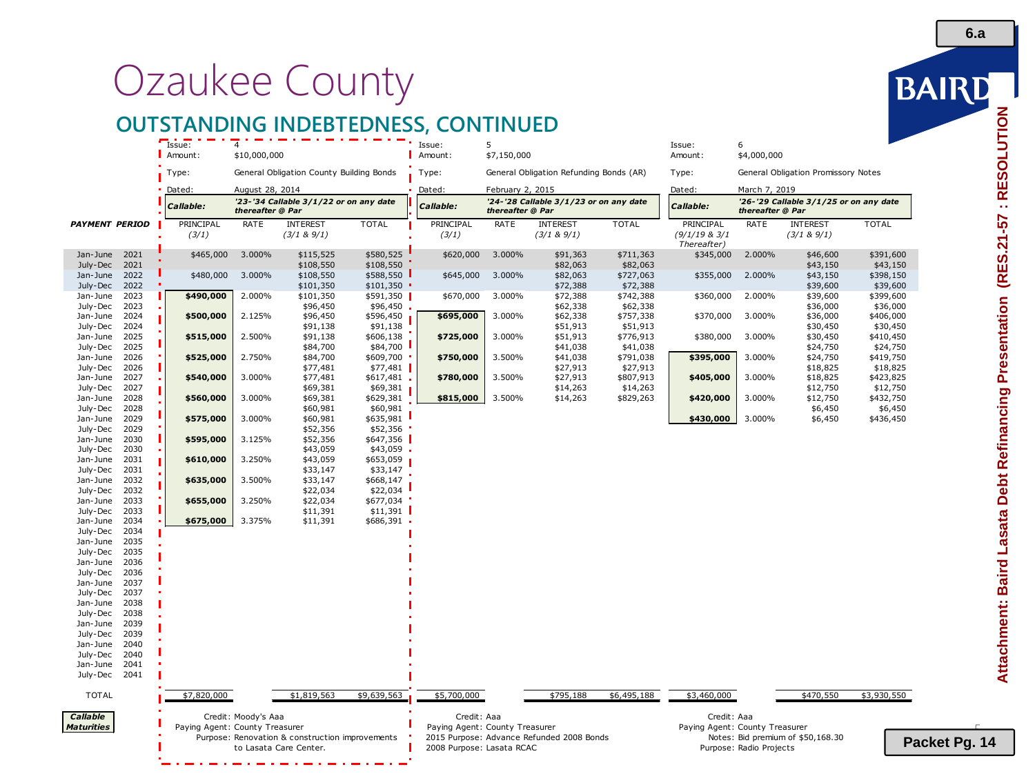# Ozaukee County

## OUTSTANDING INDEBTEDNESS, CONTINUED

| | Issue: 4 | | | | Issue: 5 | | | | Issue: 6 | | | |
|---|---|---|---|---|---|---|---|---|---|---|---|---|
| | Amount: $10,000,000 | | | | Amount: $7,150,000 | | | | Amount: $4,000,000 | | | |
| | Type: General Obligation County Building Bonds | | | | Type: General Obligation Refunding Bonds (AR) | | | | Type: General Obligation Promissory Notes | | | |
| | Dated: August 28, 2014 | | | | Dated: February 2, 2015 | | | | Dated: March 7, 2019 | | | |
| | *Callable:* '23-'34 Callable 3/1/22 or on any date thereafter @ Par | | | | *Callable:* '24-'28 Callable 3/1/23 or on any date thereafter @ Par | | | | *Callable:* '26-'29 Callable 3/1/25 or on any date thereafter @ Par | | | |
| ***PAYMENT PERIOD*** | PRINCIPAL (3/1) | RATE | INTEREST (3/1 & 9/1) | TOTAL | PRINCIPAL (3/1) | RATE | INTEREST (3/1 & 9/1) | TOTAL | PRINCIPAL (9/1/19 & 3/1 Thereafter) | RATE | INTEREST (3/1 & 9/1) | TOTAL |
| Jan-June 2021 | $465,000 | 3.000% | $115,525 | $580,525 | $620,000 | 3.000% | $91,363 | $711,363 | $345,000 | 2.000% | $46,600 | $391,600 |
| July-Dec 2021 | | | $108,550 | $108,550 | | | $82,063 | $82,063 | | | $43,150 | $43,150 |
| Jan-June 2022 | $480,000 | 3.000% | $108,550 | $588,550 | $645,000 | 3.000% | $82,063 | $727,063 | $355,000 | 2.000% | $43,150 | $398,150 |
| July-Dec 2022 | | | $101,350 | $101,350 | | | $72,388 | $72,388 | | | $39,600 | $39,600 |
| Jan-June 2023 | **$490,000** | 2.000% | $101,350 | $591,350 | $670,000 | 3.000% | $72,388 | $742,388 | $360,000 | 2.000% | $39,600 | $399,600 |
| July-Dec 2023 | | | $96,450 | $96,450 | | | $62,338 | $62,338 | | | $36,000 | $36,000 |
| Jan-June 2024 | **$500,000** | 2.125% | $96,450 | $596,450 | **$695,000** | 3.000% | $62,338 | $757,338 | $370,000 | 3.000% | $36,000 | $406,000 |
| July-Dec 2024 | | | $91,138 | $91,138 | | | $51,913 | $51,913 | | | $30,450 | $30,450 |
| Jan-June 2025 | **$515,000** | 2.500% | $91,138 | $606,138 | **$725,000** | 3.000% | $51,913 | $776,913 | $380,000 | 3.000% | $30,450 | $410,450 |
| July-Dec 2025 | | | $84,700 | $84,700 | | | $41,038 | $41,038 | | | $24,750 | $24,750 |
| Jan-June 2026 | **$525,000** | 2.750% | $84,700 | $609,700 | **$750,000** | 3.500% | $41,038 | $791,038 | **$395,000** | 3.000% | $24,750 | $419,750 |
| July-Dec 2026 | | | $77,481 | $77,481 | | | $27,913 | $27,913 | | | $18,825 | $18,825 |
| Jan-June 2027 | **$540,000** | 3.000% | $77,481 | $617,481 | **$780,000** | 3.500% | $27,913 | $807,913 | **$405,000** | 3.000% | $18,825 | $423,825 |
| July-Dec 2027 | | | $69,381 | $69,381 | | | $14,263 | $14,263 | | | $12,750 | $12,750 |
| Jan-June 2028 | **$560,000** | 3.000% | $69,381 | $629,381 | **$815,000** | 3.500% | $14,263 | $829,263 | **$420,000** | 3.000% | $12,750 | $432,750 |
| July-Dec 2028 | | | $60,981 | $60,981 | | | | | | | $6,450 | $6,450 |
| Jan-June 2029 | **$575,000** | 3.000% | $60,981 | $635,981 | | | | | **$430,000** | 3.000% | $6,450 | $436,450 |
| July-Dec 2029 | | | $52,356 | $52,356 | | | | | | | | |
| Jan-June 2030 | **$595,000** | 3.125% | $52,356 | $647,356 | | | | | | | | |
| July-Dec 2030 | | | $43,059 | $43,059 | | | | | | | | |
| Jan-June 2031 | **$610,000** | 3.250% | $43,059 | $653,059 | | | | | | | | |
| July-Dec 2031 | | | $33,147 | $33,147 | | | | | | | | |
| Jan-June 2032 | **$635,000** | 3.500% | $33,147 | $668,147 | | | | | | | | |
| July-Dec 2032 | | | $22,034 | $22,034 | | | | | | | | |
| Jan-June 2033 | **$655,000** | 3.250% | $22,034 | $677,034 | | | | | | | | |
| July-Dec 2033 | | | $11,391 | $11,391 | | | | | | | | |
| Jan-June 2034 | **$675,000** | 3.375% | $11,391 | $686,391 | | | | | | | | |
| July-Dec 2034 | | | | | | | | | | | | |
| Jan-June 2035 | | | | | | | | | | | | |
| July-Dec 2035 | | | | | | | | | | | | |
| Jan-June 2036 | | | | | | | | | | | | |
| July-Dec 2036 | | | | | | | | | | | | |
| Jan-June 2037 | | | | | | | | | | | | |
| July-Dec 2037 | | | | | | | | | | | | |
| Jan-June 2038 | | | | | | | | | | | | |
| July-Dec 2038 | | | | | | | | | | | | |
| Jan-June 2039 | | | | | | | | | | | | |
| July-Dec 2039 | | | | | | | | | | | | |
| Jan-June 2040 | | | | | | | | | | | | |
| July-Dec 2040 | | | | | | | | | | | | |
| Jan-June 2041 | | | | | | | | | | | | |
| July-Dec 2041 | | | | | | | | | | | | |
| TOTAL | $7,820,000 | | $1,819,563 | $9,639,563 | $5,700,000 | | $795,188 | $6,495,188 | $3,460,000 | | $470,550 | $3,930,550 |

***Callable Maturities***

**Issue 4:**
Credit: Moody's Aaa
Paying Agent: County Treasurer
Purpose: Renovation & construction improvements to Lasata Care Center.

**Issue 5:**
Credit: Aaa
Paying Agent: County Treasurer
2015 Purpose: Advance Refunded 2008 Bonds
2008 Purpose: Lasata RCAC

**Issue 6:**
Credit: Aaa
Paying Agent: County Treasurer
Notes: Bid premium of $50,168.30
Purpose: Radio Projects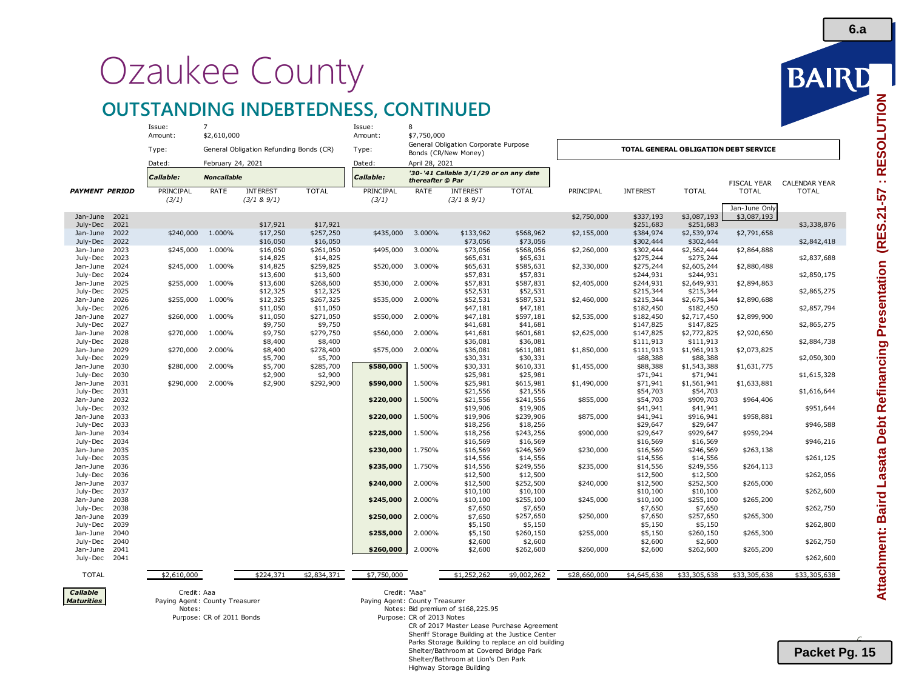# Ozaukee County

## OUTSTANDING INDEBTEDNESS, CONTINUED

| | Issue 7 | | | | Issue 8 | | | | TOTAL GENERAL OBLIGATION DEBT SERVICE | | | | |
|---|---|---|---|---|---|---|---|---|---|---|---|---|---|
| | Amount: $2,610,000 | | | | Amount: $7,750,000 | | | | | | | | |
| | Type: General Obligation Refunding Bonds (CR) | | | | Type: General Obligation Corporate Purpose Bonds (CR/New Money) | | | | | | | | |
| | Dated: February 24, 2021 | | | | Dated: April 28, 2021 | | | | | | | | |
| | *Callable:* ***Noncallable*** | | | | *Callable:* *'30-'41 Callable 3/1/29 or on any date thereafter @ Par* | | | | | | | | |
| ***PAYMENT PERIOD*** | PRINCIPAL (3/1) | RATE | INTEREST (3/1 & 9/1) | TOTAL | PRINCIPAL (3/1) | RATE | INTEREST (3/1 & 9/1) | TOTAL | PRINCIPAL | INTEREST | TOTAL | FISCAL YEAR TOTAL | CALENDAR YEAR TOTAL |
| Jan-June 2021 | | | | | | | | | $2,750,000 | $337,193 | $3,087,193 | Jan-June Only $3,087,193 | |
| July-Dec 2021 | | | $17,921 | $17,921 | | | | | | $251,683 | $251,683 | | $3,338,876 |
| Jan-June 2022 | $240,000 | 1.000% | $17,250 | $257,250 | $435,000 | 3.000% | $133,962 | $568,962 | $2,155,000 | $384,974 | $2,539,974 | $2,791,658 | |
| July-Dec 2022 | | | $16,050 | $16,050 | | | $73,056 | $73,056 | | $302,444 | $302,444 | | $2,842,418 |
| Jan-June 2023 | $245,000 | 1.000% | $16,050 | $261,050 | $495,000 | 3.000% | $73,056 | $568,056 | $2,260,000 | $302,444 | $2,562,444 | $2,864,888 | |
| July-Dec 2023 | | | $14,825 | $14,825 | | | $65,631 | $65,631 | | $275,244 | $275,244 | | $2,837,688 |
| Jan-June 2024 | $245,000 | 1.000% | $14,825 | $259,825 | $520,000 | 3.000% | $65,631 | $585,631 | $2,330,000 | $275,244 | $2,605,244 | $2,880,488 | |
| July-Dec 2024 | | | $13,600 | $13,600 | | | $57,831 | $57,831 | | $244,931 | $244,931 | | $2,850,175 |
| Jan-June 2025 | $255,000 | 1.000% | $13,600 | $268,600 | $530,000 | 2.000% | $57,831 | $587,831 | $2,405,000 | $244,931 | $2,649,931 | $2,894,863 | |
| July-Dec 2025 | | | $12,325 | $12,325 | | | $52,531 | $52,531 | | $215,344 | $215,344 | | $2,865,275 |
| Jan-June 2026 | $255,000 | 1.000% | $12,325 | $267,325 | $535,000 | 2.000% | $52,531 | $587,531 | $2,460,000 | $215,344 | $2,675,344 | $2,890,688 | |
| July-Dec 2026 | | | $11,050 | $11,050 | | | $47,181 | $47,181 | | $182,450 | $182,450 | | $2,857,794 |
| Jan-June 2027 | $260,000 | 1.000% | $11,050 | $271,050 | $550,000 | 2.000% | $47,181 | $597,181 | $2,535,000 | $182,450 | $2,717,450 | $2,899,900 | |
| July-Dec 2027 | | | $9,750 | $9,750 | | | $41,681 | $41,681 | | $147,825 | $147,825 | | $2,865,275 |
| Jan-June 2028 | $270,000 | 1.000% | $9,750 | $279,750 | $560,000 | 2.000% | $41,681 | $601,681 | $2,625,000 | $147,825 | $2,772,825 | $2,920,650 | |
| July-Dec 2028 | | | $8,400 | $8,400 | | | $36,081 | $36,081 | | $111,913 | $111,913 | | $2,884,738 |
| Jan-June 2029 | $270,000 | 2.000% | $8,400 | $278,400 | $575,000 | 2.000% | $36,081 | $611,081 | $1,850,000 | $111,913 | $1,961,913 | $2,073,825 | |
| July-Dec 2029 | | | $5,700 | $5,700 | | | $30,331 | $30,331 | | $88,388 | $88,388 | | $2,050,300 |
| Jan-June 2030 | $280,000 | 2.000% | $5,700 | $285,700 | **$580,000** | 1.500% | $30,331 | $610,331 | $1,455,000 | $88,388 | $1,543,388 | $1,631,775 | |
| July-Dec 2030 | | | $2,900 | $2,900 | | | $25,981 | $25,981 | | $71,941 | $71,941 | | $1,615,328 |
| Jan-June 2031 | $290,000 | 2.000% | $2,900 | $292,900 | **$590,000** | 1.500% | $25,981 | $615,981 | $1,490,000 | $71,941 | $1,561,941 | $1,633,881 | |
| July-Dec 2031 | | | | | | | $21,556 | $21,556 | | $54,703 | $54,703 | | $1,616,644 |
| Jan-June 2032 | | | | | **$220,000** | 1.500% | $21,556 | $241,556 | $855,000 | $54,703 | $909,703 | $964,406 | |
| July-Dec 2032 | | | | | | | $19,906 | $19,906 | | $41,941 | $41,941 | | $951,644 |
| Jan-June 2033 | | | | | **$220,000** | 1.500% | $19,906 | $239,906 | $875,000 | $41,941 | $916,941 | $958,881 | |
| July-Dec 2033 | | | | | | | $18,256 | $18,256 | | $29,647 | $29,647 | | $946,588 |
| Jan-June 2034 | | | | | **$225,000** | 1.500% | $18,256 | $243,256 | $900,000 | $29,647 | $929,647 | $959,294 | |
| July-Dec 2034 | | | | | | | $16,569 | $16,569 | | $16,569 | $16,569 | | $946,216 |
| Jan-June 2035 | | | | | **$230,000** | 1.750% | $16,569 | $246,569 | $230,000 | $16,569 | $246,569 | $263,138 | |
| July-Dec 2035 | | | | | | | $14,556 | $14,556 | | $14,556 | $14,556 | | $261,125 |
| Jan-June 2036 | | | | | **$235,000** | 1.750% | $14,556 | $249,556 | $235,000 | $14,556 | $249,556 | $264,113 | |
| July-Dec 2036 | | | | | | | $12,500 | $12,500 | | $12,500 | $12,500 | | $262,056 |
| Jan-June 2037 | | | | | **$240,000** | 2.000% | $12,500 | $252,500 | $240,000 | $12,500 | $252,500 | $265,000 | |
| July-Dec 2037 | | | | | | | $10,100 | $10,100 | | $10,100 | $10,100 | | $262,600 |
| Jan-June 2038 | | | | | **$245,000** | 2.000% | $10,100 | $255,100 | $245,000 | $10,100 | $255,100 | $265,200 | |
| July-Dec 2038 | | | | | | | $7,650 | $7,650 | | $7,650 | $7,650 | | $262,750 |
| Jan-June 2039 | | | | | **$250,000** | 2.000% | $7,650 | $257,650 | $250,000 | $7,650 | $257,650 | $265,300 | |
| July-Dec 2039 | | | | | | | $5,150 | $5,150 | | $5,150 | $5,150 | | $262,800 |
| Jan-June 2040 | | | | | **$255,000** | 2.000% | $5,150 | $260,150 | $255,000 | $5,150 | $260,150 | $265,300 | |
| July-Dec 2040 | | | | | | | $2,600 | $2,600 | | $2,600 | $2,600 | | $262,750 |
| Jan-June 2041 | | | | | **$260,000** | 2.000% | $2,600 | $262,600 | $260,000 | $2,600 | $262,600 | $265,200 | |
| July-Dec 2041 | | | | | | | | | | | | | $262,600 |
| TOTAL | $2,610,000 | | $224,371 | $2,834,371 | $7,750,000 | | $1,252,262 | $9,002,262 | $28,660,000 | $4,645,638 | $33,305,638 | $33,305,638 | $33,305,638 |

***Callable Maturities***

Issue 7:
Credit: Aaa
Paying Agent: County Treasurer
Notes:
Purpose: CR of 2011 Bonds

Issue 8:
Credit: "Aaa"
Paying Agent: County Treasurer
Notes: Bid premium of $168,225.95
Purpose: CR of 2013 Notes
CR of 2017 Master Lease Purchase Agreement
Sheriff Storage Building at the Justice Center
Parks Storage Building to replace an old building
Shelter/Bathroom at Covered Bridge Park
Shelter/Bathroom at Lion's Den Park
Highway Storage Building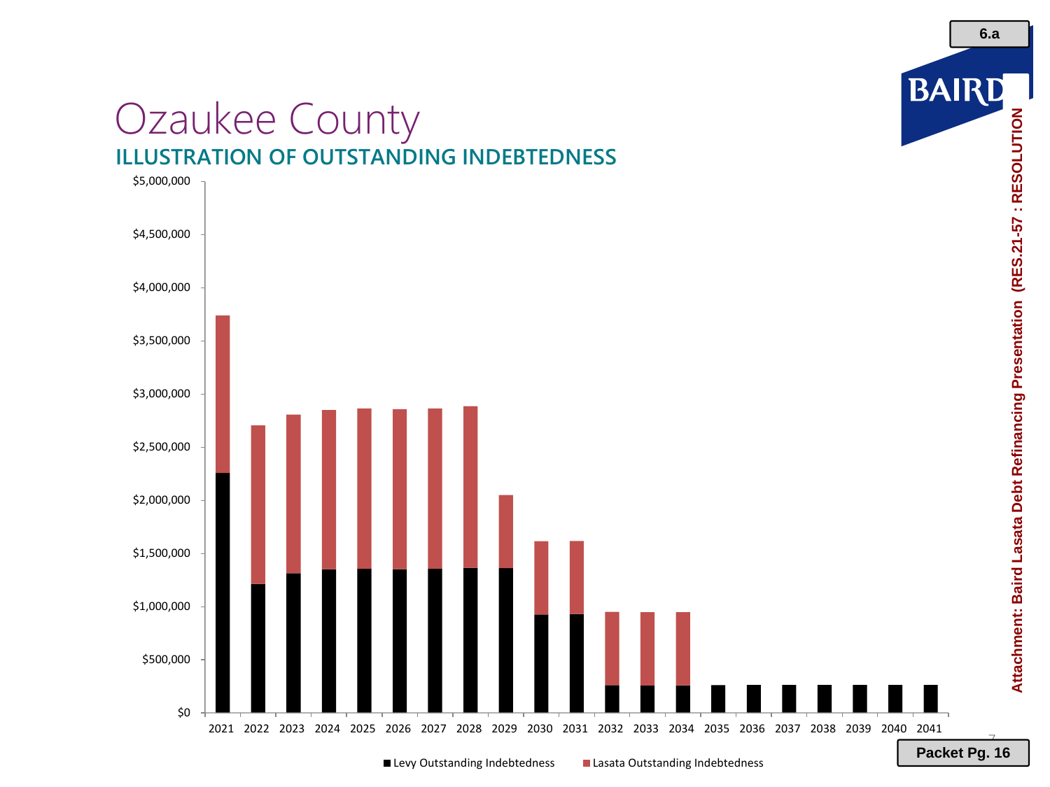# Ozaukee County

## ILLUSTRATION OF OUTSTANDING INDEBTEDNESS

$5,000,000
$4,500,000
$4,000,000
$3,500,000
$3,000,000
$2,500,000
$2,000,000
$1,500,000
$1,000,000
$500,000
$0

2021 2022 2023 2024 2025 2026 2027 2028 2029 2030 2031 2032 2033 2034 2035 2036 2037 2038 2039 2040 2041

■ Levy Outstanding Indebtedness ■ Lasata Outstanding Indebtedness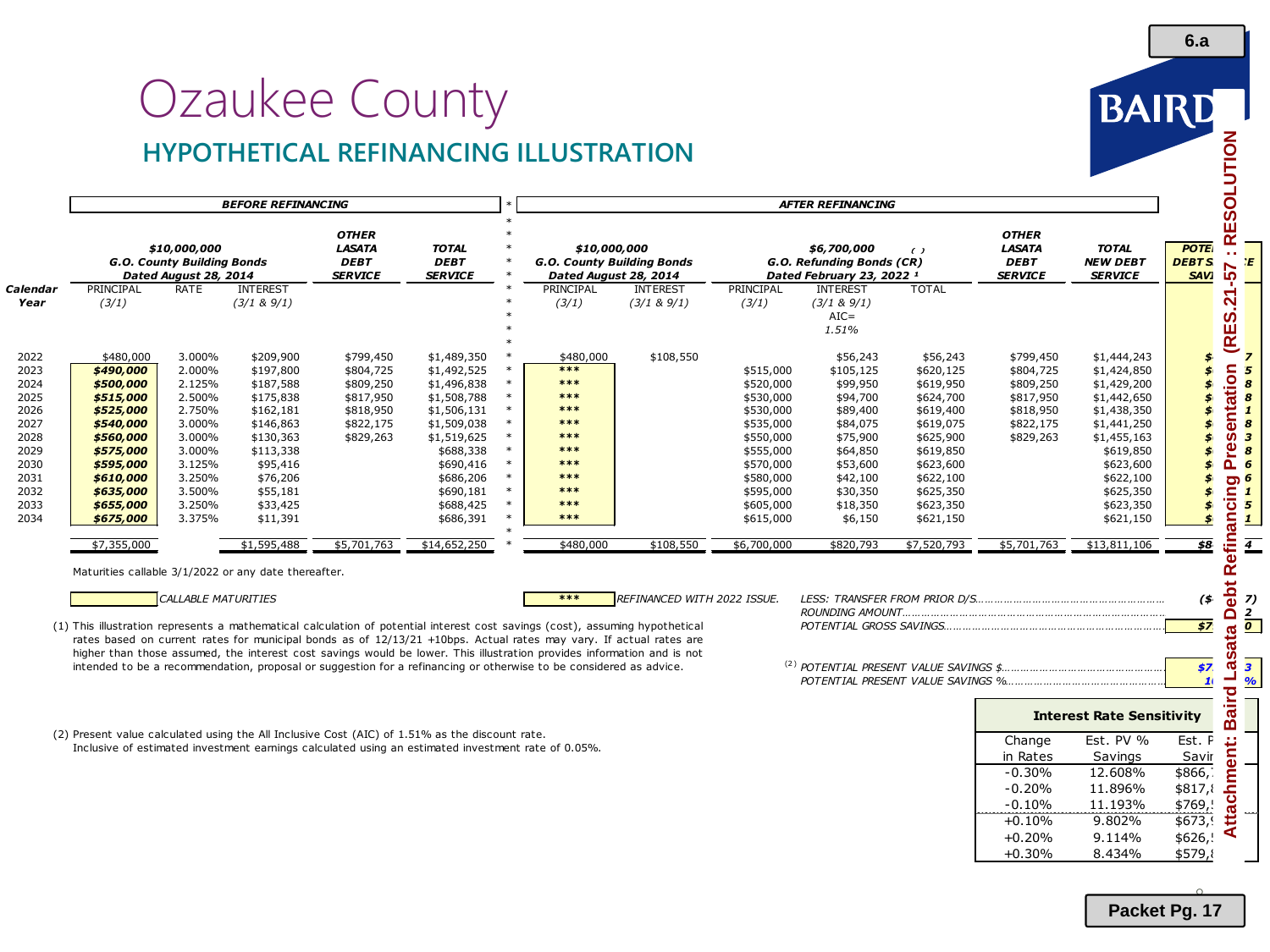# Ozaukee County

## HYPOTHETICAL REFINANCING ILLUSTRATION

| Calendar Year | BEFORE REFINANCING: $10,000,000 G.O. County Building Bonds Dated August 28, 2014 PRINCIPAL (3/1) | RATE | INTEREST (3/1 & 9/1) | OTHER LASATA DEBT SERVICE | TOTAL DEBT SERVICE | AFTER REFINANCING: $10,000,000 G.O. County Building Bonds Dated August 28, 2014 PRINCIPAL (3/1) | INTEREST (3/1 & 9/1) | $6,700,000 G.O. Refunding Bonds (CR) Dated February 23, 2022 [1] PRINCIPAL (3/1) | INTEREST (3/1 & 9/1) AIC= 1.51% | TOTAL | OTHER LASATA DEBT SERVICE | TOTAL NEW DEBT SERVICE | POTE… DEBT S…E SAV… |
|---|---|---|---|---|---|---|---|---|---|---|---|---|---|
| 2022 | $480,000 | 3.000% | $209,900 | $799,450 | $1,489,350 | $480,000 | $108,550 | | $56,243 | $56,243 | $799,450 | $1,444,243 | $…7 |
| 2023 | ***$490,000*** | 2.000% | $197,800 | $804,725 | $1,492,525 | *** | | $515,000 | $105,125 | $620,125 | $804,725 | $1,424,850 | $…5 |
| 2024 | ***$500,000*** | 2.125% | $187,588 | $809,250 | $1,496,838 | *** | | $520,000 | $99,950 | $619,950 | $809,250 | $1,429,200 | $…8 |
| 2025 | ***$515,000*** | 2.500% | $175,838 | $817,950 | $1,508,788 | *** | | $530,000 | $94,700 | $624,700 | $817,950 | $1,442,650 | $…8 |
| 2026 | ***$525,000*** | 2.750% | $162,181 | $818,950 | $1,506,131 | *** | | $530,000 | $89,400 | $619,400 | $818,950 | $1,438,350 | $…1 |
| 2027 | ***$540,000*** | 3.000% | $146,863 | $822,175 | $1,509,038 | *** | | $535,000 | $84,075 | $619,075 | $822,175 | $1,441,250 | $…8 |
| 2028 | ***$560,000*** | 3.000% | $130,363 | $829,263 | $1,519,625 | *** | | $550,000 | $75,900 | $625,900 | $829,263 | $1,455,163 | $…3 |
| 2029 | ***$575,000*** | 3.000% | $113,338 | | $688,338 | *** | | $555,000 | $64,850 | $619,850 | | $619,850 | $…8 |
| 2030 | ***$595,000*** | 3.125% | $95,416 | | $690,416 | *** | | $570,000 | $53,600 | $623,600 | | $623,600 | $…6 |
| 2031 | ***$610,000*** | 3.250% | $76,206 | | $686,206 | *** | | $580,000 | $42,100 | $622,100 | | $622,100 | $…6 |
| 2032 | ***$635,000*** | 3.500% | $55,181 | | $690,181 | *** | | $595,000 | $30,350 | $625,350 | | $625,350 | $…1 |
| 2033 | ***$655,000*** | 3.250% | $33,425 | | $688,425 | *** | | $605,000 | $18,350 | $623,350 | | $623,350 | $…5 |
| 2034 | ***$675,000*** | 3.375% | $11,391 | | $686,391 | *** | | $615,000 | $6,150 | $621,150 | | $621,150 | $…1 |
| | $7,355,000 | | $1,595,488 | $5,701,763 | $14,652,250 | $480,000 | $108,550 | $6,700,000 | $820,793 | $7,520,793 | $5,701,763 | $13,811,106 | $8…4 |

Maturities callable 3/1/2022 or any date thereafter.

CALLABLE MATURITIES

*** REFINANCED WITH 2022 ISSUE.

*LESS: TRANSFER FROM PRIOR D/S* ………… ($…7)
*ROUNDING AMOUNT* ………… …2
*POTENTIAL GROSS SAVINGS* ………… $7…0

[2] *POTENTIAL PRESENT VALUE SAVINGS $* ………… $7…3
*POTENTIAL PRESENT VALUE SAVINGS %* ………… 1…%

(1) This illustration represents a mathematical calculation of potential interest cost savings (cost), assuming hypothetical rates based on current rates for municipal bonds as of 12/13/21 +10bps. Actual rates may vary. If actual rates are higher than those assumed, the interest cost savings would be lower. This illustration provides information and is not intended to be a recommendation, proposal or suggestion for a refinancing or otherwise to be considered as advice.

(2) Present value calculated using the All Inclusive Cost (AIC) of 1.51% as the discount rate.
Inclusive of estimated investment earnings calculated using an estimated investment rate of 0.05%.

| Interest Rate Sensitivity | | |
|---|---|---|
| Change in Rates | Est. PV % Savings | Est. P… Savi… |
| -0.30% | 12.608% | $866,… |
| -0.20% | 11.896% | $817,… |
| -0.10% | 11.193% | $769,… |
| +0.10% | 9.802% | $673,… |
| +0.20% | 9.114% | $626,… |
| +0.30% | 8.434% | $579,… |

Attachment: Baird Lasata Debt Refinancing Presentation (RES.21-57 : RESOLUTION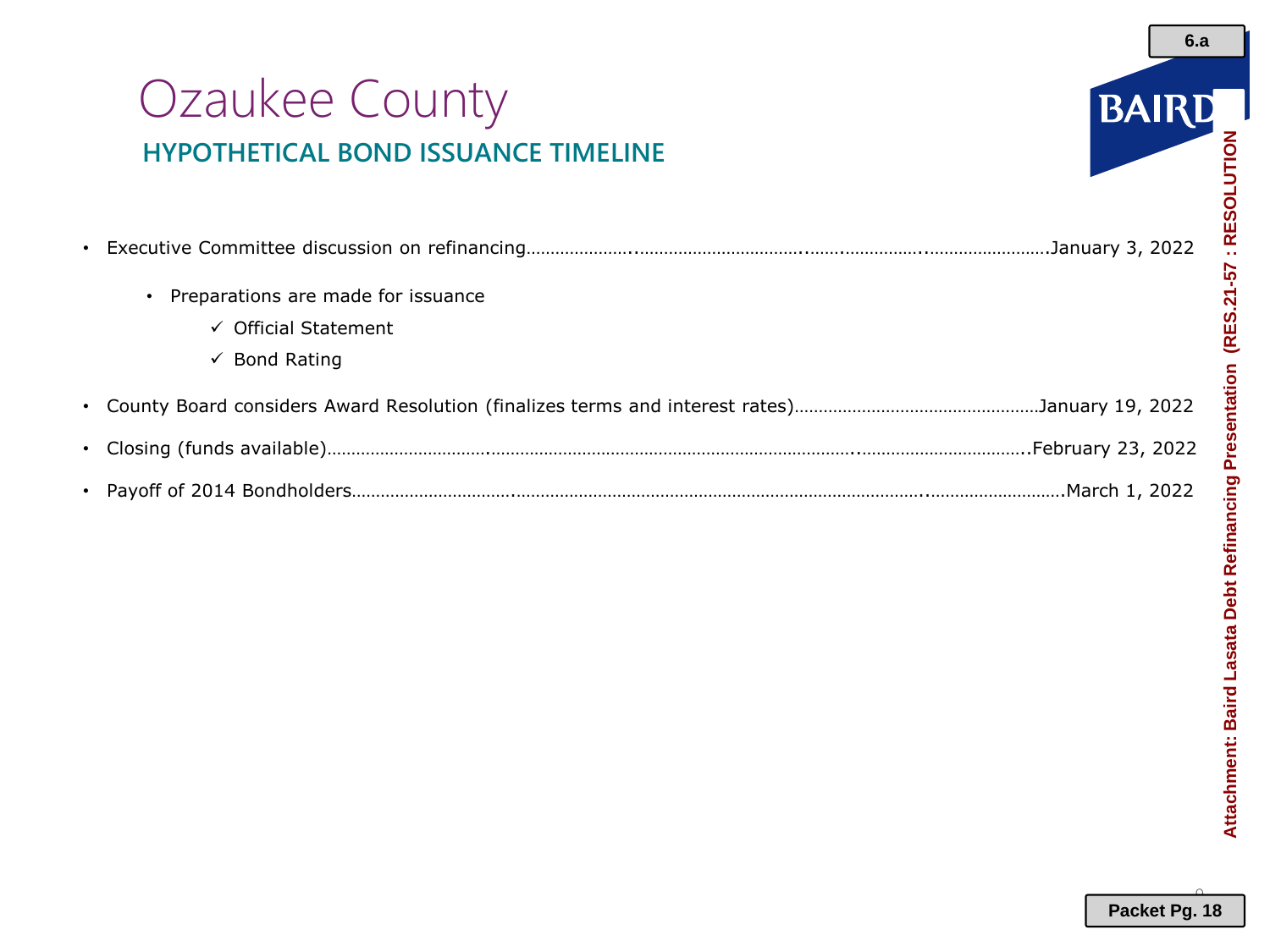# Ozaukee County

## HYPOTHETICAL BOND ISSUANCE TIMELINE

- Executive Committee discussion on refinancing……………………………………………………………January 3, 2022
  - Preparations are made for issuance
    - ✓ Official Statement
    - ✓ Bond Rating
- County Board considers Award Resolution (finalizes terms and interest rates)……………………………January 19, 2022
- Closing (funds available)……………………………………………………………………………………February 23, 2022
- Payoff of 2014 Bondholders…………………………………………………………………………………March 1, 2022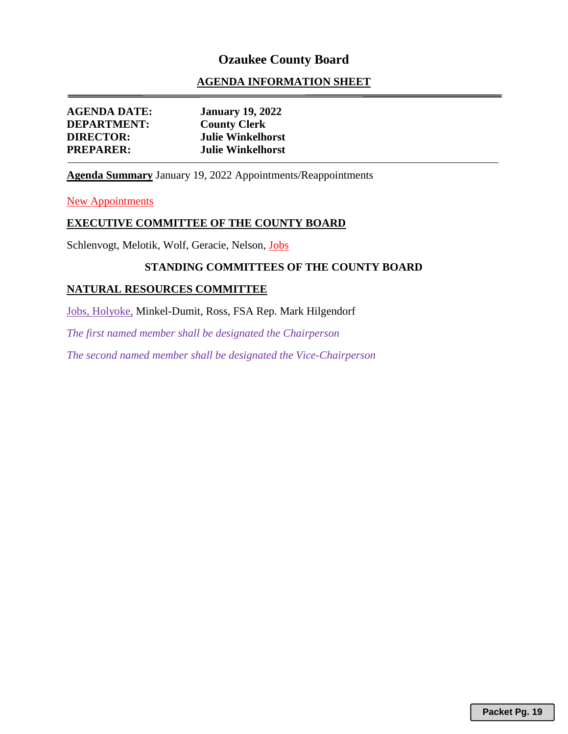# Ozaukee County Board

## AGENDA INFORMATION SHEET

**AGENDA DATE:** **January 19, 2022**
**DEPARTMENT:** **County Clerk**
**DIRECTOR:** **Julie Winkelhorst**
**PREPARER:** **Julie Winkelhorst**

---

**Agenda Summary** January 19, 2022 Appointments/Reappointments

New Appointments

**EXECUTIVE COMMITTEE OF THE COUNTY BOARD**

Schlenvogt, Melotik, Wolf, Geracie, Nelson, Jobs

**STANDING COMMITTEES OF THE COUNTY BOARD**

**NATURAL RESOURCES COMMITTEE**

Jobs, Holyoke, Minkel-Dumit, Ross, FSA Rep. Mark Hilgendorf

*The first named member shall be designated the Chairperson*

*The second named member shall be designated the Vice-Chairperson*